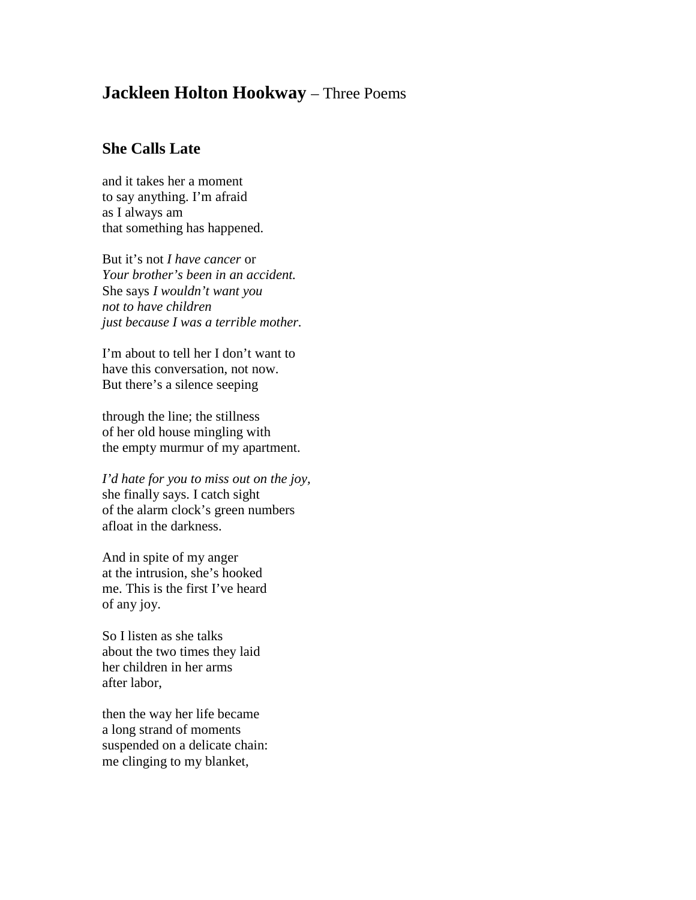## **Jackleen Holton Hookway** – Three Poems

### She Calls Late

and it takes her a moment  
to say anything. I'm afraid  
as I always am  
that something has happened.

But it's not *I have cancer* or  
*Your brother's been in an accident.*  
She says *I wouldn't want you*  
*not to have children*  
*just because I was a terrible mother.*

I'm about to tell her I don't want to  
have this conversation, not now.  
But there's a silence seeping

through the line; the stillness  
of her old house mingling with  
the empty murmur of my apartment.

*I'd hate for you to miss out on the joy,*  
she finally says. I catch sight  
of the alarm clock's green numbers  
afloat in the darkness.

And in spite of my anger  
at the intrusion, she's hooked  
me. This is the first I've heard  
of any joy.

So I listen as she talks  
about the two times they laid  
her children in her arms  
after labor,

then the way her life became  
a long strand of moments  
suspended on a delicate chain:  
me clinging to my blanket,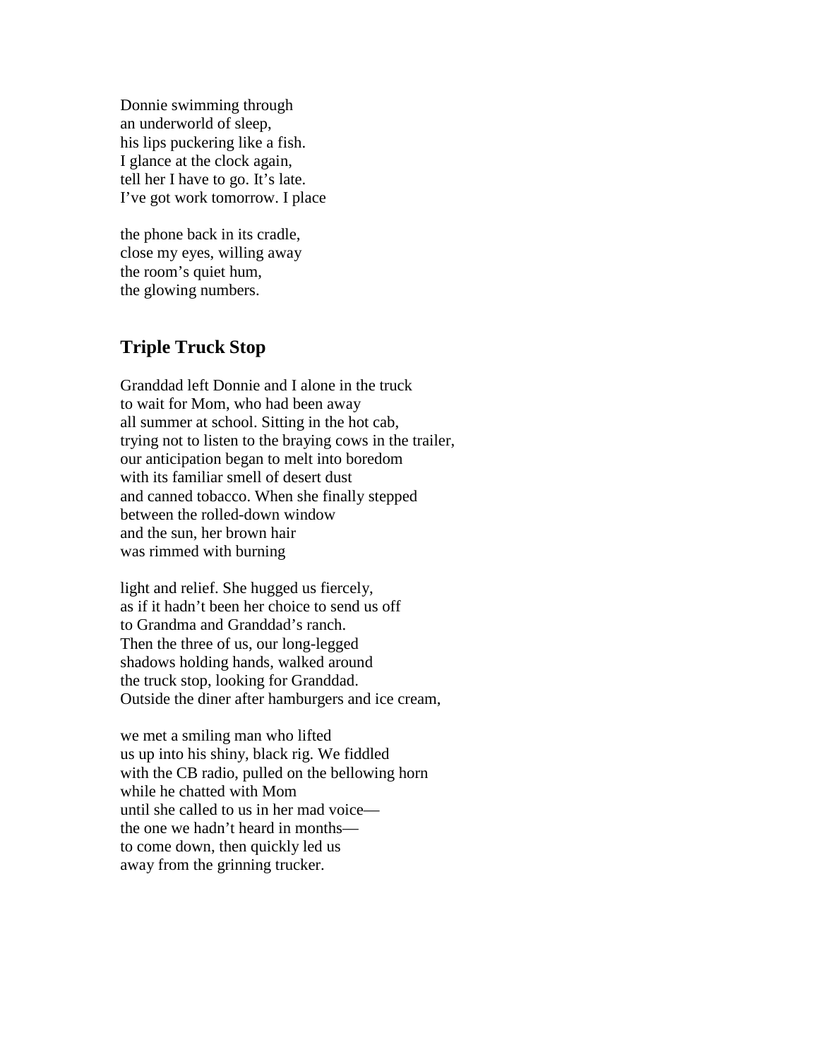Donnie swimming through
an underworld of sleep,
his lips puckering like a fish.
I glance at the clock again,
tell her I have to go. It's late.
I've got work tomorrow. I place

the phone back in its cradle,
close my eyes, willing away
the room's quiet hum,
the glowing numbers.

## Triple Truck Stop

Granddad left Donnie and I alone in the truck
to wait for Mom, who had been away
all summer at school. Sitting in the hot cab,
trying not to listen to the braying cows in the trailer,
our anticipation began to melt into boredom
with its familiar smell of desert dust
and canned tobacco. When she finally stepped
between the rolled-down window
and the sun, her brown hair
was rimmed with burning

light and relief. She hugged us fiercely,
as if it hadn't been her choice to send us off
to Grandma and Granddad's ranch.
Then the three of us, our long-legged
shadows holding hands, walked around
the truck stop, looking for Granddad.
Outside the diner after hamburgers and ice cream,

we met a smiling man who lifted
us up into his shiny, black rig. We fiddled
with the CB radio, pulled on the bellowing horn
while he chatted with Mom
until she called to us in her mad voice—
the one we hadn't heard in months—
to come down, then quickly led us
away from the grinning trucker.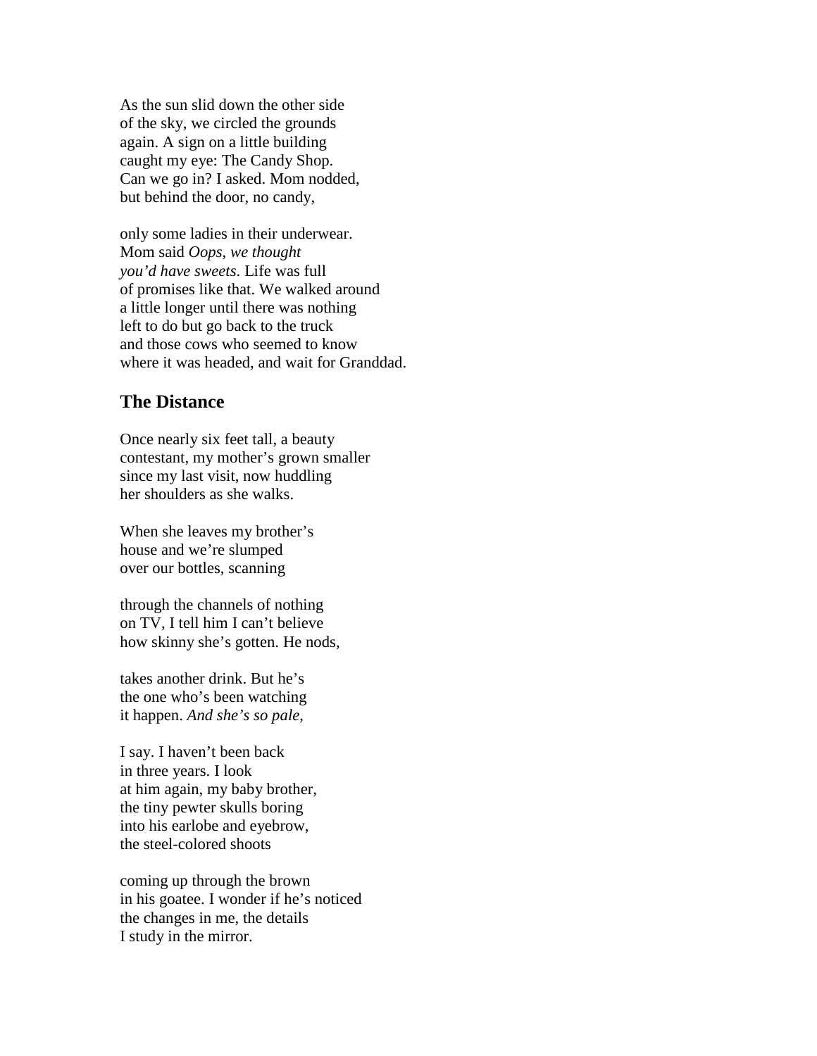As the sun slid down the other side
of the sky, we circled the grounds
again. A sign on a little building
caught my eye: The Candy Shop.
Can we go in? I asked. Mom nodded,
but behind the door, no candy,

only some ladies in their underwear.
Mom said *Oops, we thought
you'd have sweets*. Life was full
of promises like that. We walked around
a little longer until there was nothing
left to do but go back to the truck
and those cows who seemed to know
where it was headed, and wait for Granddad.

## The Distance

Once nearly six feet tall, a beauty
contestant, my mother's grown smaller
since my last visit, now huddling
her shoulders as she walks.

When she leaves my brother's
house and we're slumped
over our bottles, scanning

through the channels of nothing
on TV, I tell him I can't believe
how skinny she's gotten. He nods,

takes another drink. But he's
the one who's been watching
it happen. *And she's so pale*,

I say. I haven't been back
in three years. I look
at him again, my baby brother,
the tiny pewter skulls boring
into his earlobe and eyebrow,
the steel-colored shoots

coming up through the brown
in his goatee. I wonder if he's noticed
the changes in me, the details
I study in the mirror.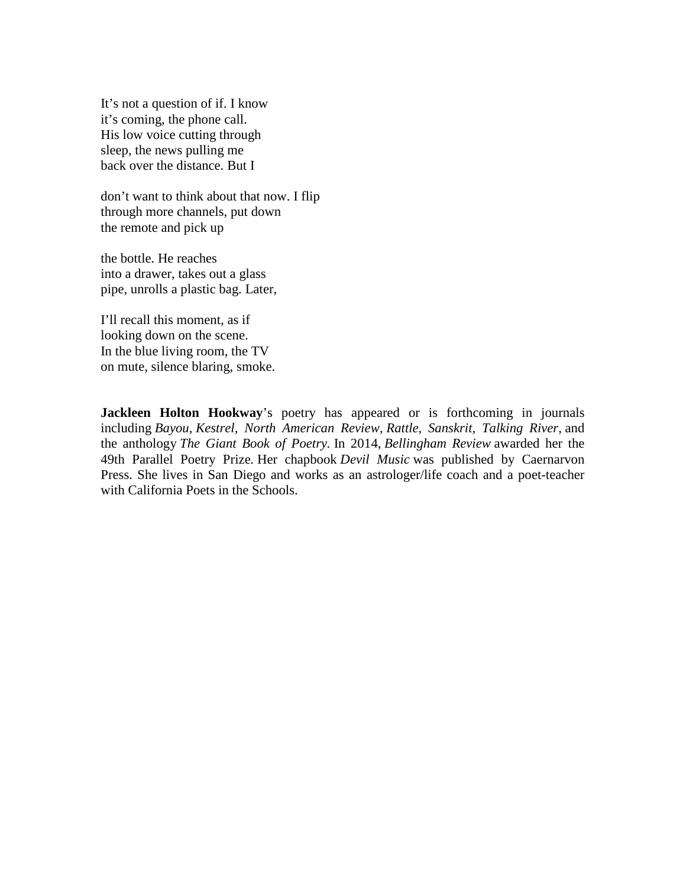It’s not a question of if. I know
it’s coming, the phone call.
His low voice cutting through
sleep, the news pulling me
back over the distance. But I

don’t want to think about that now. I flip
through more channels, put down
the remote and pick up

the bottle. He reaches
into a drawer, takes out a glass
pipe, unrolls a plastic bag. Later,

I’ll recall this moment, as if
looking down on the scene.
In the blue living room, the TV
on mute, silence blaring, smoke.

**Jackleen Holton Hookway**’s poetry has appeared or is forthcoming in journals including *Bayou*, *Kestrel*, *North American Review*, *Rattle*, *Sanskrit*, *Talking River*, and the anthology *The Giant Book of Poetry*. In 2014, *Bellingham Review* awarded her the 49th Parallel Poetry Prize. Her chapbook *Devil Music* was published by Caernarvon Press. She lives in San Diego and works as an astrologer/life coach and a poet-teacher with California Poets in the Schools.